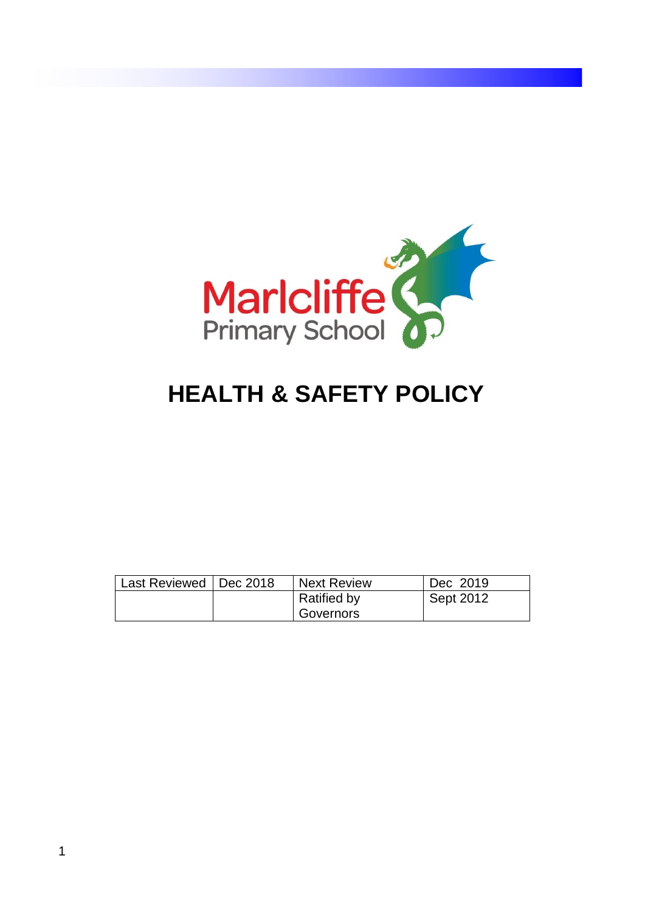Marlcliffe Primary School

# HEALTH & SAFETY POLICY

| Last Reviewed | Dec 2018 | Next Review | Dec 2019 |
|---|---|---|---|
| | | Ratified by Governors | Sept 2012 |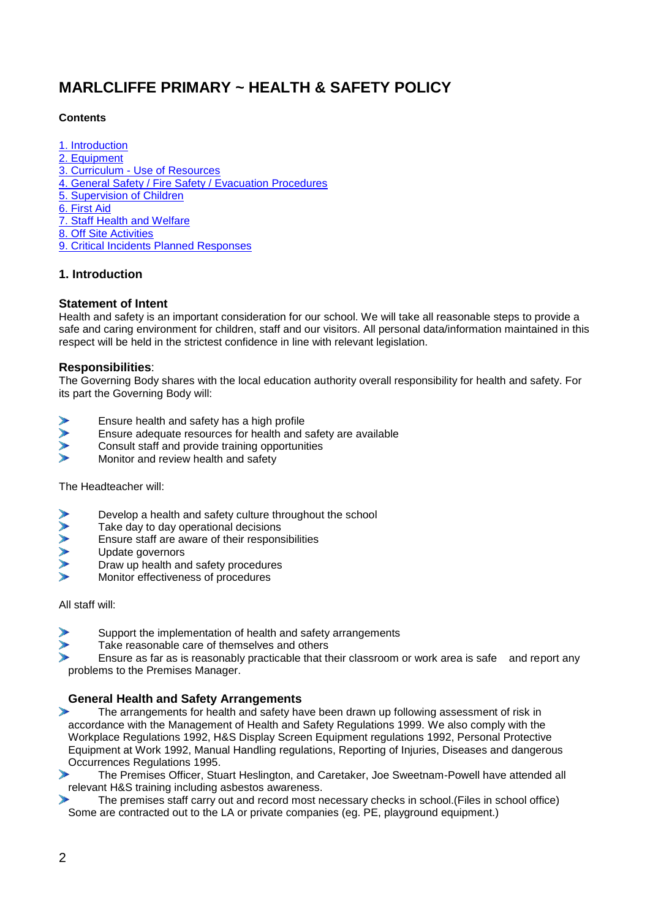# MARLCLIFFE PRIMARY ~ HEALTH & SAFETY POLICY

**Contents**

1. Introduction
2. Equipment
3. Curriculum - Use of Resources
4. General Safety / Fire Safety / Evacuation Procedures
5. Supervision of Children
6. First Aid
7. Staff Health and Welfare
8. Off Site Activities
9. Critical Incidents Planned Responses

## 1. Introduction

### Statement of Intent

Health and safety is an important consideration for our school. We will take all reasonable steps to provide a safe and caring environment for children, staff and our visitors. All personal data/information maintained in this respect will be held in the strictest confidence in line with relevant legislation.

### Responsibilities:

The Governing Body shares with the local education authority overall responsibility for health and safety. For its part the Governing Body will:

- Ensure health and safety has a high profile
- Ensure adequate resources for health and safety are available
- Consult staff and provide training opportunities
- Monitor and review health and safety

The Headteacher will:

- Develop a health and safety culture throughout the school
- Take day to day operational decisions
- Ensure staff are aware of their responsibilities
- Update governors
- Draw up health and safety procedures
- Monitor effectiveness of procedures

All staff will:

- Support the implementation of health and safety arrangements
- Take reasonable care of themselves and others
- Ensure as far as is reasonably practicable that their classroom or work area is safe and report any problems to the Premises Manager.

### General Health and Safety Arrangements

- The arrangements for health and safety have been drawn up following assessment of risk in accordance with the Management of Health and Safety Regulations 1999. We also comply with the Workplace Regulations 1992, H&S Display Screen Equipment regulations 1992, Personal Protective Equipment at Work 1992, Manual Handling regulations, Reporting of Injuries, Diseases and dangerous Occurrences Regulations 1995.
- The Premises Officer, Stuart Heslington, and Caretaker, Joe Sweetnam-Powell have attended all relevant H&S training including asbestos awareness.
- The premises staff carry out and record most necessary checks in school.(Files in school office) Some are contracted out to the LA or private companies (eg. PE, playground equipment.)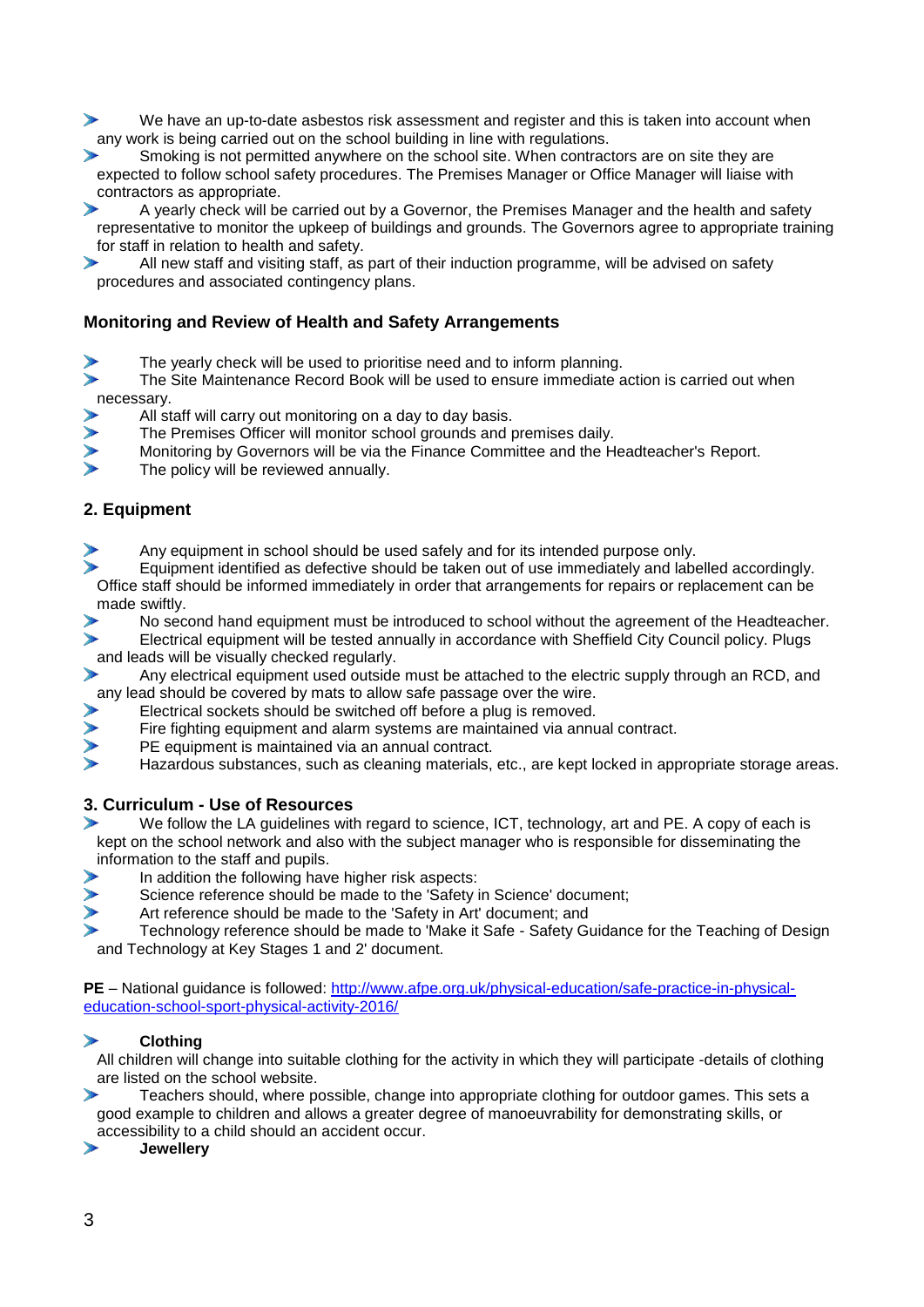- We have an up-to-date asbestos risk assessment and register and this is taken into account when any work is being carried out on the school building in line with regulations.
- Smoking is not permitted anywhere on the school site. When contractors are on site they are expected to follow school safety procedures. The Premises Manager or Office Manager will liaise with contractors as appropriate.
- A yearly check will be carried out by a Governor, the Premises Manager and the health and safety representative to monitor the upkeep of buildings and grounds. The Governors agree to appropriate training for staff in relation to health and safety.
- All new staff and visiting staff, as part of their induction programme, will be advised on safety procedures and associated contingency plans.

### Monitoring and Review of Health and Safety Arrangements

- The yearly check will be used to prioritise need and to inform planning.
- The Site Maintenance Record Book will be used to ensure immediate action is carried out when necessary.
- All staff will carry out monitoring on a day to day basis.
- The Premises Officer will monitor school grounds and premises daily.
- Monitoring by Governors will be via the Finance Committee and the Headteacher's Report.
- The policy will be reviewed annually.

## 2. Equipment

- Any equipment in school should be used safely and for its intended purpose only.
- Equipment identified as defective should be taken out of use immediately and labelled accordingly. Office staff should be informed immediately in order that arrangements for repairs or replacement can be made swiftly.
- No second hand equipment must be introduced to school without the agreement of the Headteacher.
- Electrical equipment will be tested annually in accordance with Sheffield City Council policy. Plugs and leads will be visually checked regularly.
- Any electrical equipment used outside must be attached to the electric supply through an RCD, and any lead should be covered by mats to allow safe passage over the wire.
- Electrical sockets should be switched off before a plug is removed.
- Fire fighting equipment and alarm systems are maintained via annual contract.
- PE equipment is maintained via an annual contract.
- Hazardous substances, such as cleaning materials, etc., are kept locked in appropriate storage areas.

## 3. Curriculum - Use of Resources

- We follow the LA guidelines with regard to science, ICT, technology, art and PE. A copy of each is kept on the school network and also with the subject manager who is responsible for disseminating the information to the staff and pupils.
- In addition the following have higher risk aspects:
- Science reference should be made to the 'Safety in Science' document;
- Art reference should be made to the 'Safety in Art' document; and
- Technology reference should be made to 'Make it Safe - Safety Guidance for the Teaching of Design and Technology at Key Stages 1 and 2' document.

**PE** – National guidance is followed: [http://www.afpe.org.uk/physical-education/safe-practice-in-physical-education-school-sport-physical-activity-2016/](http://www.afpe.org.uk/physical-education/safe-practice-in-physical-education-school-sport-physical-activity-2016/)

- **Clothing**
  All children will change into suitable clothing for the activity in which they will participate -details of clothing are listed on the school website.
- Teachers should, where possible, change into appropriate clothing for outdoor games. This sets a good example to children and allows a greater degree of manoeuvrability for demonstrating skills, or accessibility to a child should an accident occur.
- **Jewellery**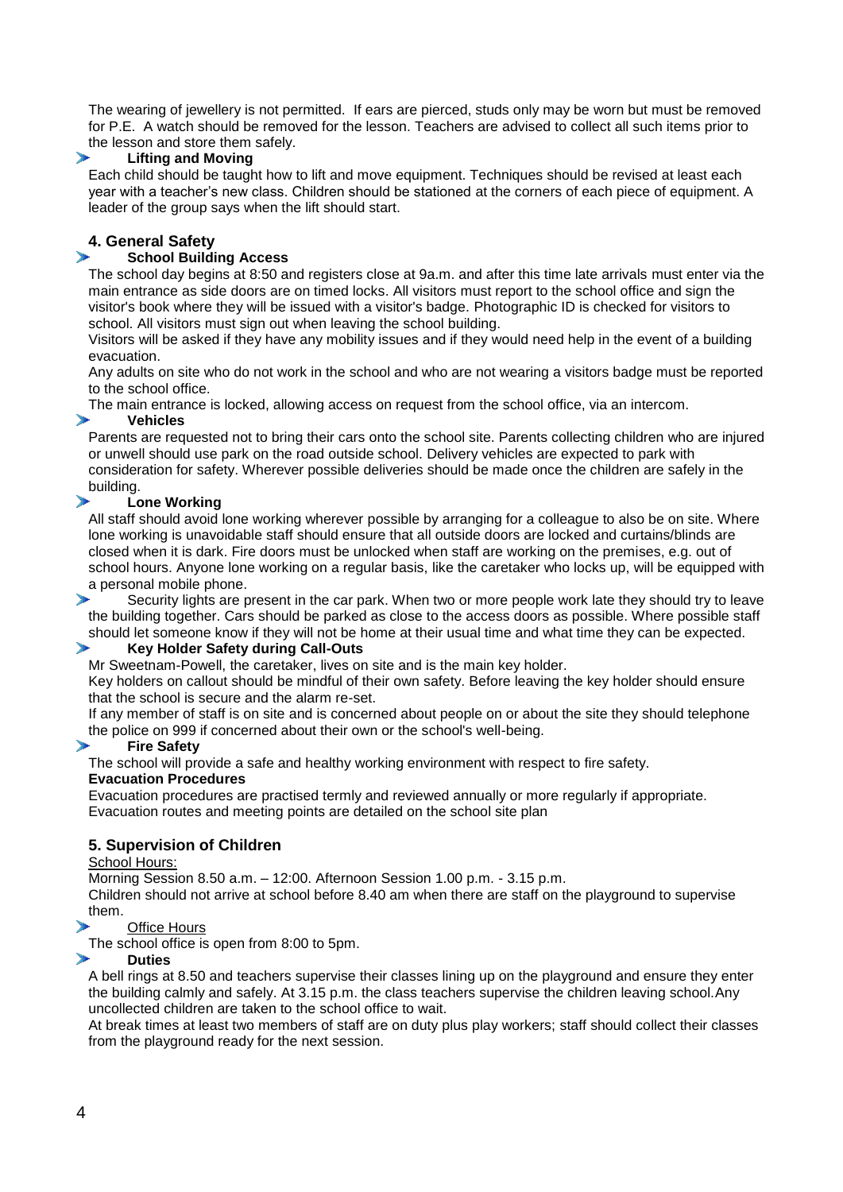The wearing of jewellery is not permitted. If ears are pierced, studs only may be worn but must be removed for P.E. A watch should be removed for the lesson. Teachers are advised to collect all such items prior to the lesson and store them safely.

- **Lifting and Moving**

Each child should be taught how to lift and move equipment. Techniques should be revised at least each year with a teacher's new class. Children should be stationed at the corners of each piece of equipment. A leader of the group says when the lift should start.

## 4. General Safety

- **School Building Access**

The school day begins at 8:50 and registers close at 9a.m. and after this time late arrivals must enter via the main entrance as side doors are on timed locks. All visitors must report to the school office and sign the visitor's book where they will be issued with a visitor's badge. Photographic ID is checked for visitors to school. All visitors must sign out when leaving the school building.

Visitors will be asked if they have any mobility issues and if they would need help in the event of a building evacuation.

Any adults on site who do not work in the school and who are not wearing a visitors badge must be reported to the school office.

The main entrance is locked, allowing access on request from the school office, via an intercom.

- **Vehicles**

Parents are requested not to bring their cars onto the school site. Parents collecting children who are injured or unwell should use park on the road outside school. Delivery vehicles are expected to park with consideration for safety. Wherever possible deliveries should be made once the children are safely in the building.

- **Lone Working**

All staff should avoid lone working wherever possible by arranging for a colleague to also be on site. Where lone working is unavoidable staff should ensure that all outside doors are locked and curtains/blinds are closed when it is dark. Fire doors must be unlocked when staff are working on the premises, e.g. out of school hours. Anyone lone working on a regular basis, like the caretaker who locks up, will be equipped with a personal mobile phone.

- Security lights are present in the car park. When two or more people work late they should try to leave the building together. Cars should be parked as close to the access doors as possible. Where possible staff should let someone know if they will not be home at their usual time and what time they can be expected.

- **Key Holder Safety during Call-Outs**

Mr Sweetnam-Powell, the caretaker, lives on site and is the main key holder.

Key holders on callout should be mindful of their own safety. Before leaving the key holder should ensure that the school is secure and the alarm re-set.

If any member of staff is on site and is concerned about people on or about the site they should telephone the police on 999 if concerned about their own or the school's well-being.

- **Fire Safety**

The school will provide a safe and healthy working environment with respect to fire safety.

**Evacuation Procedures**

Evacuation procedures are practised termly and reviewed annually or more regularly if appropriate. Evacuation routes and meeting points are detailed on the school site plan

## 5. Supervision of Children

School Hours:

Morning Session 8.50 a.m. – 12:00. Afternoon Session 1.00 p.m. - 3.15 p.m.

Children should not arrive at school before 8.40 am when there are staff on the playground to supervise them.

- Office Hours

The school office is open from 8:00 to 5pm.

- **Duties**

A bell rings at 8.50 and teachers supervise their classes lining up on the playground and ensure they enter the building calmly and safely. At 3.15 p.m. the class teachers supervise the children leaving school. Any uncollected children are taken to the school office to wait.

At break times at least two members of staff are on duty plus play workers; staff should collect their classes from the playground ready for the next session.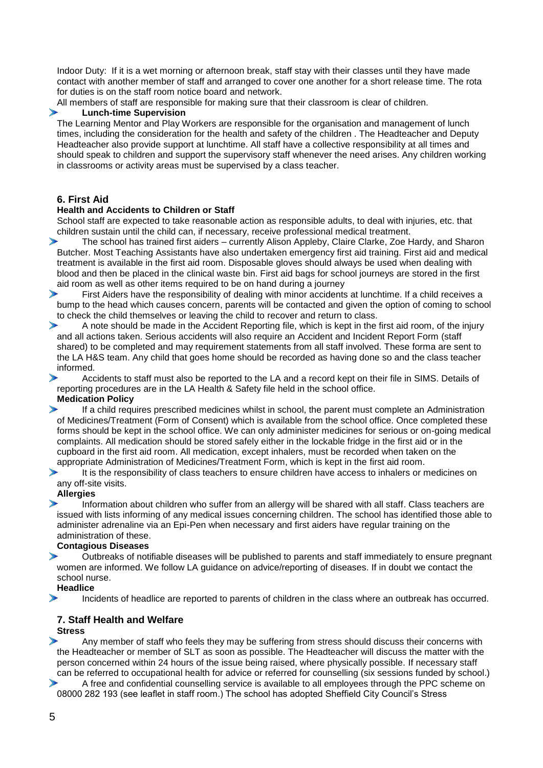Indoor Duty: If it is a wet morning or afternoon break, staff stay with their classes until they have made contact with another member of staff and arranged to cover one another for a short release time. The rota for duties is on the staff room notice board and network.

All members of staff are responsible for making sure that their classroom is clear of children.

- **Lunch-time Supervision**

The Learning Mentor and Play Workers are responsible for the organisation and management of lunch times, including the consideration for the health and safety of the children . The Headteacher and Deputy Headteacher also provide support at lunchtime. All staff have a collective responsibility at all times and should speak to children and support the supervisory staff whenever the need arises. Any children working in classrooms or activity areas must be supervised by a class teacher.

## 6. First Aid

### Health and Accidents to Children or Staff

School staff are expected to take reasonable action as responsible adults, to deal with injuries, etc. that children sustain until the child can, if necessary, receive professional medical treatment.

- The school has trained first aiders – currently Alison Appleby, Claire Clarke, Zoe Hardy, and Sharon Butcher. Most Teaching Assistants have also undertaken emergency first aid training. First aid and medical treatment is available in the first aid room. Disposable gloves should always be used when dealing with blood and then be placed in the clinical waste bin. First aid bags for school journeys are stored in the first aid room as well as other items required to be on hand during a journey
- First Aiders have the responsibility of dealing with minor accidents at lunchtime. If a child receives a bump to the head which causes concern, parents will be contacted and given the option of coming to school to check the child themselves or leaving the child to recover and return to class.
- A note should be made in the Accident Reporting file, which is kept in the first aid room, of the injury and all actions taken. Serious accidents will also require an Accident and Incident Report Form (staff shared) to be completed and may requirement statements from all staff involved. These forma are sent to the LA H&S team. Any child that goes home should be recorded as having done so and the class teacher informed.
- Accidents to staff must also be reported to the LA and a record kept on their file in SIMS. Details of reporting procedures are in the LA Health & Safety file held in the school office.

### Medication Policy

- If a child requires prescribed medicines whilst in school, the parent must complete an Administration of Medicines/Treatment (Form of Consent) which is available from the school office. Once completed these forms should be kept in the school office. We can only administer medicines for serious or on-going medical complaints. All medication should be stored safely either in the lockable fridge in the first aid or in the cupboard in the first aid room. All medication, except inhalers, must be recorded when taken on the appropriate Administration of Medicines/Treatment Form, which is kept in the first aid room.
- It is the responsibility of class teachers to ensure children have access to inhalers or medicines on any off-site visits.

### Allergies

- Information about children who suffer from an allergy will be shared with all staff. Class teachers are issued with lists informing of any medical issues concerning children. The school has identified those able to administer adrenaline via an Epi-Pen when necessary and first aiders have regular training on the administration of these.

### Contagious Diseases

- Outbreaks of notifiable diseases will be published to parents and staff immediately to ensure pregnant women are informed. We follow LA guidance on advice/reporting of diseases. If in doubt we contact the school nurse.

### Headlice

- Incidents of headlice are reported to parents of children in the class where an outbreak has occurred.

## 7. Staff Health and Welfare

### Stress

- Any member of staff who feels they may be suffering from stress should discuss their concerns with the Headteacher or member of SLT as soon as possible. The Headteacher will discuss the matter with the person concerned within 24 hours of the issue being raised, where physically possible. If necessary staff can be referred to occupational health for advice or referred for counselling (six sessions funded by school.)
- A free and confidential counselling service is available to all employees through the PPC scheme on 08000 282 193 (see leaflet in staff room.) The school has adopted Sheffield City Council's Stress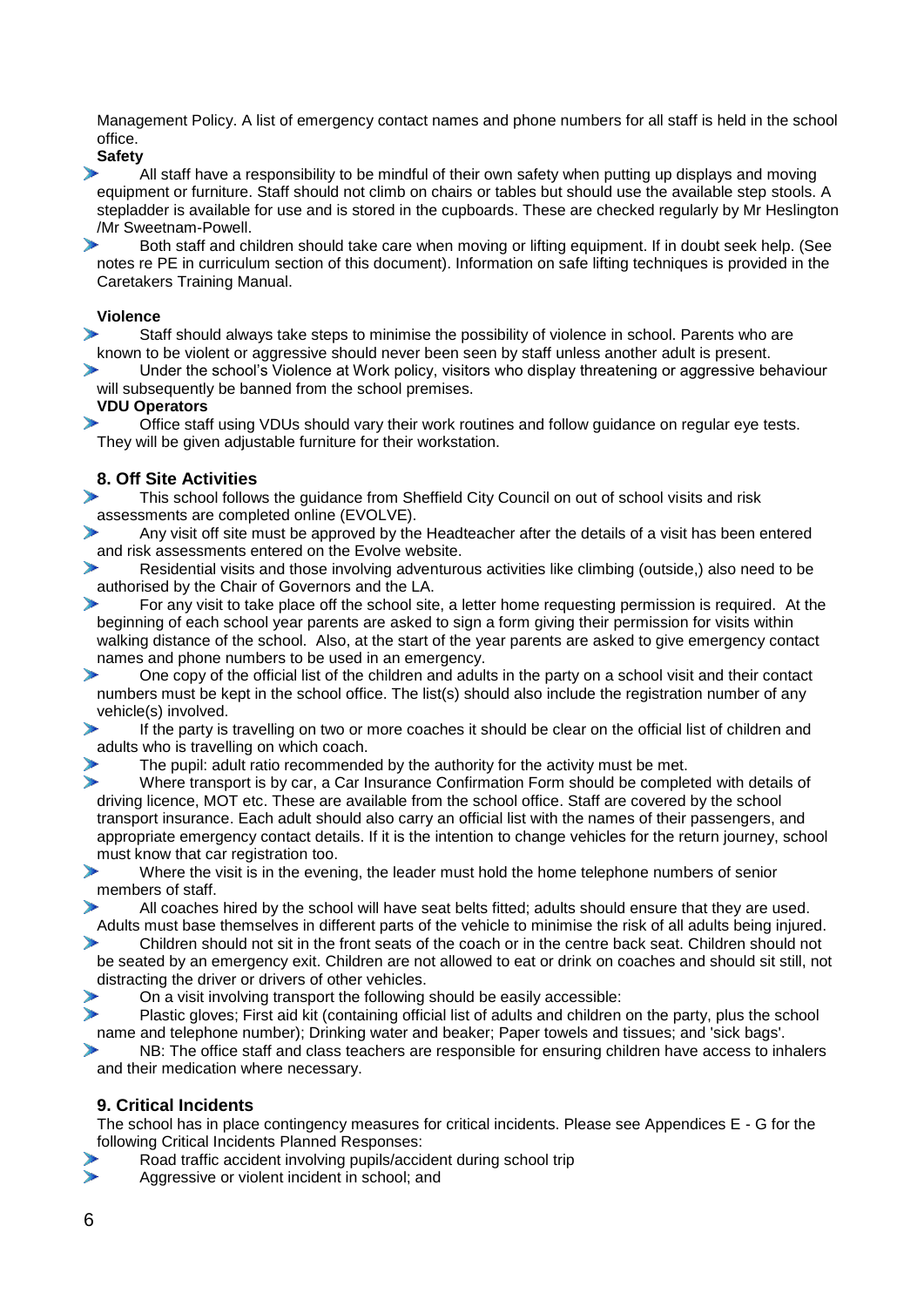Management Policy. A list of emergency contact names and phone numbers for all staff is held in the school office.

**Safety**

- All staff have a responsibility to be mindful of their own safety when putting up displays and moving equipment or furniture. Staff should not climb on chairs or tables but should use the available step stools. A stepladder is available for use and is stored in the cupboards. These are checked regularly by Mr Heslington /Mr Sweetnam-Powell.
- Both staff and children should take care when moving or lifting equipment. If in doubt seek help. (See notes re PE in curriculum section of this document). Information on safe lifting techniques is provided in the Caretakers Training Manual.

**Violence**

- Staff should always take steps to minimise the possibility of violence in school. Parents who are known to be violent or aggressive should never been seen by staff unless another adult is present.
- Under the school's Violence at Work policy, visitors who display threatening or aggressive behaviour will subsequently be banned from the school premises.

**VDU Operators**

- Office staff using VDUs should vary their work routines and follow guidance on regular eye tests. They will be given adjustable furniture for their workstation.

### 8. Off Site Activities

- This school follows the guidance from Sheffield City Council on out of school visits and risk assessments are completed online (EVOLVE).
- Any visit off site must be approved by the Headteacher after the details of a visit has been entered and risk assessments entered on the Evolve website.
- Residential visits and those involving adventurous activities like climbing (outside,) also need to be authorised by the Chair of Governors and the LA.
- For any visit to take place off the school site, a letter home requesting permission is required. At the beginning of each school year parents are asked to sign a form giving their permission for visits within walking distance of the school. Also, at the start of the year parents are asked to give emergency contact names and phone numbers to be used in an emergency.
- One copy of the official list of the children and adults in the party on a school visit and their contact numbers must be kept in the school office. The list(s) should also include the registration number of any vehicle(s) involved.
- If the party is travelling on two or more coaches it should be clear on the official list of children and adults who is travelling on which coach.
- The pupil: adult ratio recommended by the authority for the activity must be met.
- Where transport is by car, a Car Insurance Confirmation Form should be completed with details of driving licence, MOT etc. These are available from the school office. Staff are covered by the school transport insurance. Each adult should also carry an official list with the names of their passengers, and appropriate emergency contact details. If it is the intention to change vehicles for the return journey, school must know that car registration too.
- Where the visit is in the evening, the leader must hold the home telephone numbers of senior members of staff.
- All coaches hired by the school will have seat belts fitted; adults should ensure that they are used. Adults must base themselves in different parts of the vehicle to minimise the risk of all adults being injured.
- Children should not sit in the front seats of the coach or in the centre back seat. Children should not be seated by an emergency exit. Children are not allowed to eat or drink on coaches and should sit still, not distracting the driver or drivers of other vehicles.
- On a visit involving transport the following should be easily accessible:
- Plastic gloves; First aid kit (containing official list of adults and children on the party, plus the school name and telephone number); Drinking water and beaker; Paper towels and tissues; and 'sick bags'.
- NB: The office staff and class teachers are responsible for ensuring children have access to inhalers and their medication where necessary.

### 9. Critical Incidents

The school has in place contingency measures for critical incidents. Please see Appendices E - G for the following Critical Incidents Planned Responses:

- Road traffic accident involving pupils/accident during school trip
- Aggressive or violent incident in school; and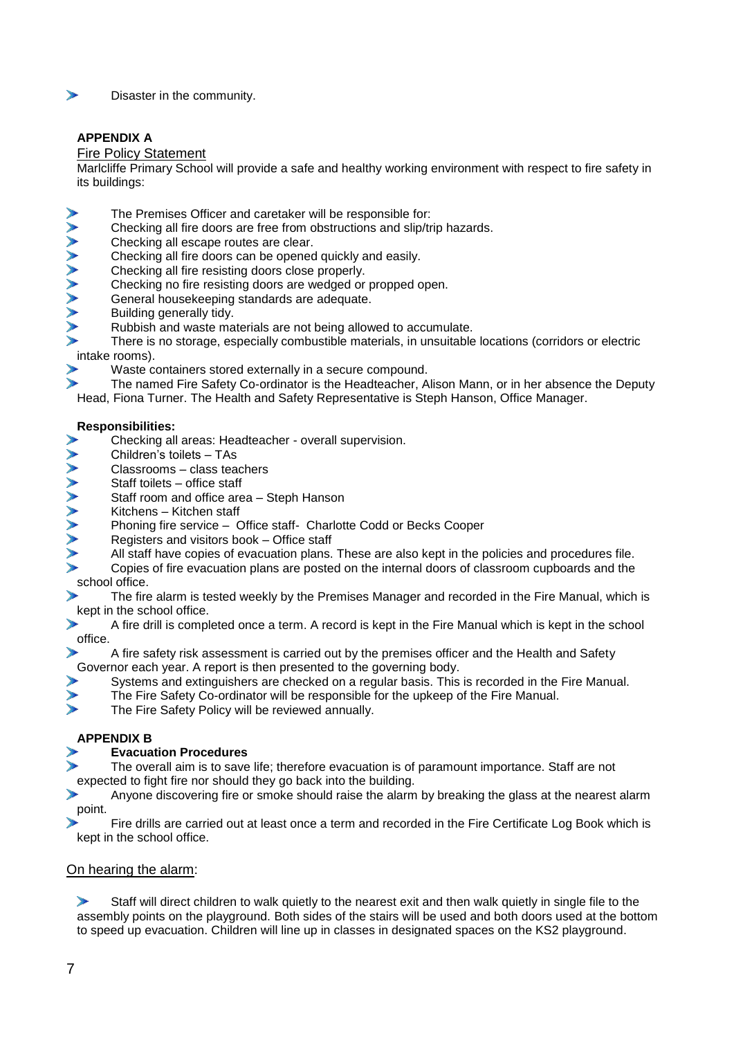- Disaster in the community.

**APPENDIX A**

Fire Policy Statement

Marlcliffe Primary School will provide a safe and healthy working environment with respect to fire safety in its buildings:

- The Premises Officer and caretaker will be responsible for:
- Checking all fire doors are free from obstructions and slip/trip hazards.
- Checking all escape routes are clear.
- Checking all fire doors can be opened quickly and easily.
- Checking all fire resisting doors close properly.
- Checking no fire resisting doors are wedged or propped open.
- General housekeeping standards are adequate.
- Building generally tidy.
- Rubbish and waste materials are not being allowed to accumulate.
- There is no storage, especially combustible materials, in unsuitable locations (corridors or electric intake rooms).
- Waste containers stored externally in a secure compound.
- The named Fire Safety Co-ordinator is the Headteacher, Alison Mann, or in her absence the Deputy Head, Fiona Turner. The Health and Safety Representative is Steph Hanson, Office Manager.

**Responsibilities:**

- Checking all areas: Headteacher - overall supervision.
- Children's toilets – TAs
- Classrooms – class teachers
- Staff toilets – office staff
- Staff room and office area – Steph Hanson
- Kitchens – Kitchen staff
- Phoning fire service – Office staff- Charlotte Codd or Becks Cooper
- Registers and visitors book – Office staff
- All staff have copies of evacuation plans. These are also kept in the policies and procedures file.
- Copies of fire evacuation plans are posted on the internal doors of classroom cupboards and the school office.
- The fire alarm is tested weekly by the Premises Manager and recorded in the Fire Manual, which is kept in the school office.
- A fire drill is completed once a term. A record is kept in the Fire Manual which is kept in the school office.
- A fire safety risk assessment is carried out by the premises officer and the Health and Safety Governor each year. A report is then presented to the governing body.
- Systems and extinguishers are checked on a regular basis. This is recorded in the Fire Manual.
- The Fire Safety Co-ordinator will be responsible for the upkeep of the Fire Manual.
- The Fire Safety Policy will be reviewed annually.

**APPENDIX B**

- **Evacuation Procedures**
- The overall aim is to save life; therefore evacuation is of paramount importance. Staff are not expected to fight fire nor should they go back into the building.
- Anyone discovering fire or smoke should raise the alarm by breaking the glass at the nearest alarm point.
- Fire drills are carried out at least once a term and recorded in the Fire Certificate Log Book which is kept in the school office.

On hearing the alarm:

- Staff will direct children to walk quietly to the nearest exit and then walk quietly in single file to the assembly points on the playground. Both sides of the stairs will be used and both doors used at the bottom to speed up evacuation. Children will line up in classes in designated spaces on the KS2 playground.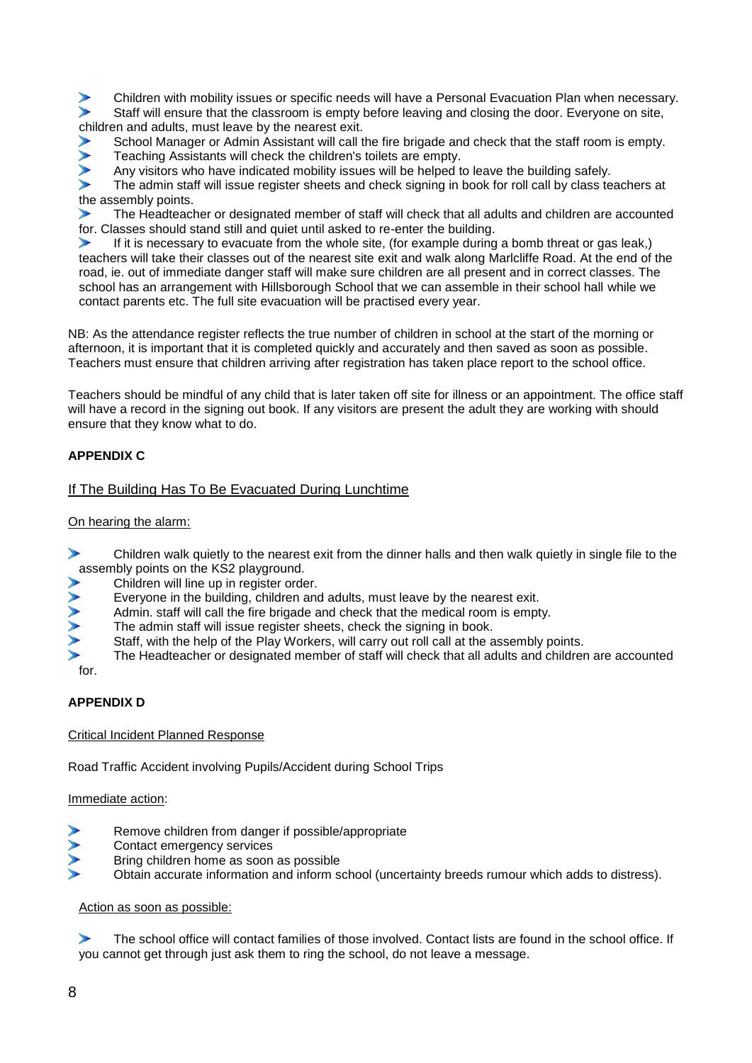- Children with mobility issues or specific needs will have a Personal Evacuation Plan when necessary.
- Staff will ensure that the classroom is empty before leaving and closing the door. Everyone on site, children and adults, must leave by the nearest exit.
- School Manager or Admin Assistant will call the fire brigade and check that the staff room is empty.
- Teaching Assistants will check the children's toilets are empty.
- Any visitors who have indicated mobility issues will be helped to leave the building safely.
- The admin staff will issue register sheets and check signing in book for roll call by class teachers at the assembly points.
- The Headteacher or designated member of staff will check that all adults and children are accounted for. Classes should stand still and quiet until asked to re-enter the building.
- If it is necessary to evacuate from the whole site, (for example during a bomb threat or gas leak,) teachers will take their classes out of the nearest site exit and walk along Marlcliffe Road. At the end of the road, ie. out of immediate danger staff will make sure children are all present and in correct classes. The school has an arrangement with Hillsborough School that we can assemble in their school hall while we contact parents etc. The full site evacuation will be practised every year.

NB: As the attendance register reflects the true number of children in school at the start of the morning or afternoon, it is important that it is completed quickly and accurately and then saved as soon as possible. Teachers must ensure that children arriving after registration has taken place report to the school office.

Teachers should be mindful of any child that is later taken off site for illness or an appointment. The office staff will have a record in the signing out book. If any visitors are present the adult they are working with should ensure that they know what to do.

## APPENDIX C

### If The Building Has To Be Evacuated During Lunchtime

On hearing the alarm:

- Children walk quietly to the nearest exit from the dinner halls and then walk quietly in single file to the assembly points on the KS2 playground.
- Children will line up in register order.
- Everyone in the building, children and adults, must leave by the nearest exit.
- Admin. staff will call the fire brigade and check that the medical room is empty.
- The admin staff will issue register sheets, check the signing in book.
- Staff, with the help of the Play Workers, will carry out roll call at the assembly points.
- The Headteacher or designated member of staff will check that all adults and children are accounted for.

## APPENDIX D

### Critical Incident Planned Response

Road Traffic Accident involving Pupils/Accident during School Trips

Immediate action:

- Remove children from danger if possible/appropriate
- Contact emergency services
- Bring children home as soon as possible
- Obtain accurate information and inform school (uncertainty breeds rumour which adds to distress).

Action as soon as possible:

- The school office will contact families of those involved. Contact lists are found in the school office. If you cannot get through just ask them to ring the school, do not leave a message.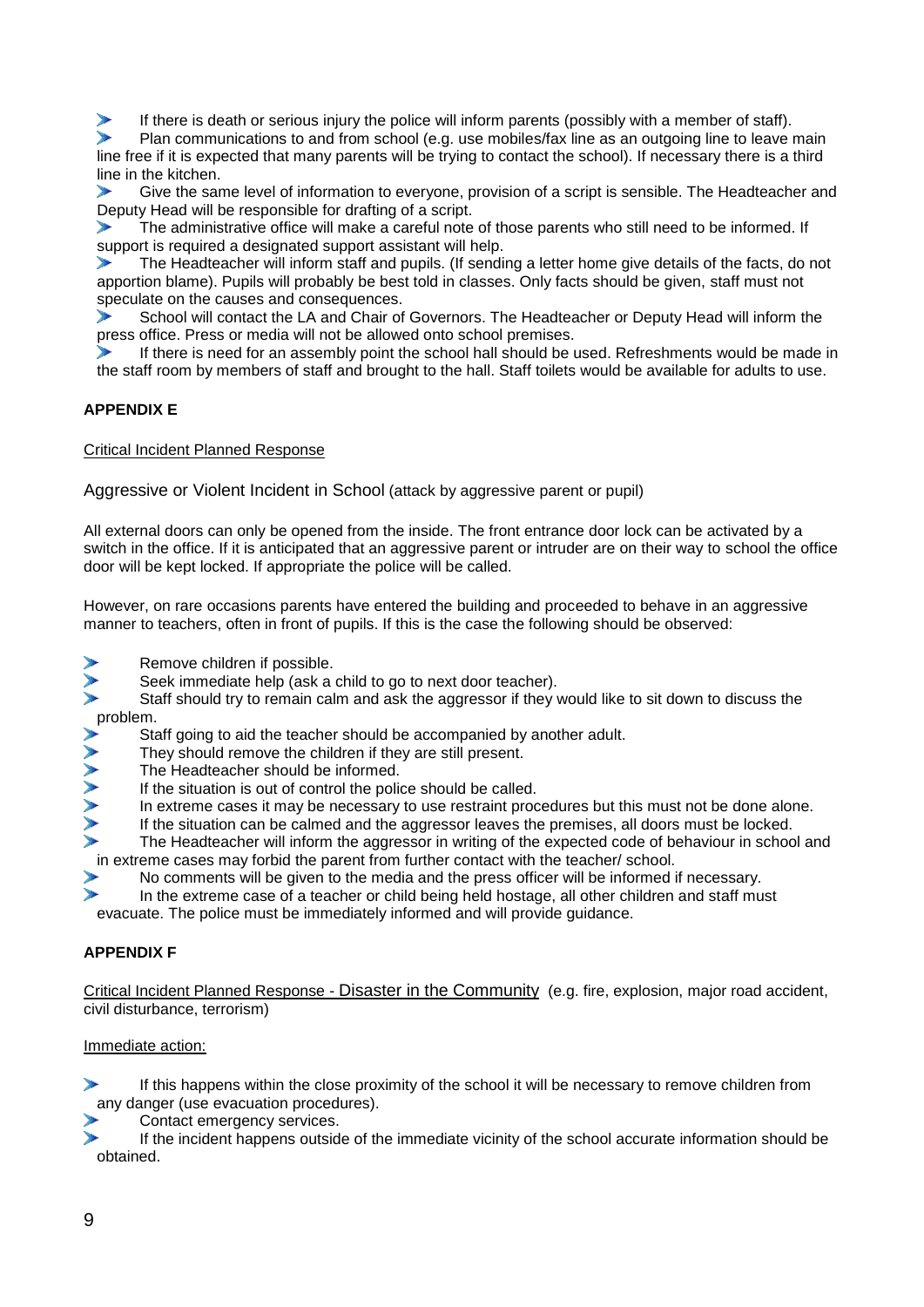- If there is death or serious injury the police will inform parents (possibly with a member of staff).
- Plan communications to and from school (e.g. use mobiles/fax line as an outgoing line to leave main line free if it is expected that many parents will be trying to contact the school). If necessary there is a third line in the kitchen.
- Give the same level of information to everyone, provision of a script is sensible. The Headteacher and Deputy Head will be responsible for drafting of a script.
- The administrative office will make a careful note of those parents who still need to be informed. If support is required a designated support assistant will help.
- The Headteacher will inform staff and pupils. (If sending a letter home give details of the facts, do not apportion blame). Pupils will probably be best told in classes. Only facts should be given, staff must not speculate on the causes and consequences.
- School will contact the LA and Chair of Governors. The Headteacher or Deputy Head will inform the press office. Press or media will not be allowed onto school premises.
- If there is need for an assembly point the school hall should be used. Refreshments would be made in the staff room by members of staff and brought to the hall. Staff toilets would be available for adults to use.

**APPENDIX E**

Critical Incident Planned Response

Aggressive or Violent Incident in School (attack by aggressive parent or pupil)

All external doors can only be opened from the inside. The front entrance door lock can be activated by a switch in the office. If it is anticipated that an aggressive parent or intruder are on their way to school the office door will be kept locked. If appropriate the police will be called.

However, on rare occasions parents have entered the building and proceeded to behave in an aggressive manner to teachers, often in front of pupils. If this is the case the following should be observed:

- Remove children if possible.
- Seek immediate help (ask a child to go to next door teacher).
- Staff should try to remain calm and ask the aggressor if they would like to sit down to discuss the problem.
- Staff going to aid the teacher should be accompanied by another adult.
- They should remove the children if they are still present.
- The Headteacher should be informed.
- If the situation is out of control the police should be called.
- In extreme cases it may be necessary to use restraint procedures but this must not be done alone.
- If the situation can be calmed and the aggressor leaves the premises, all doors must be locked.
- The Headteacher will inform the aggressor in writing of the expected code of behaviour in school and in extreme cases may forbid the parent from further contact with the teacher/ school.
- No comments will be given to the media and the press officer will be informed if necessary.
- In the extreme case of a teacher or child being held hostage, all other children and staff must evacuate. The police must be immediately informed and will provide guidance.

**APPENDIX F**

Critical Incident Planned Response - Disaster in the Community (e.g. fire, explosion, major road accident, civil disturbance, terrorism)

Immediate action:

- If this happens within the close proximity of the school it will be necessary to remove children from any danger (use evacuation procedures).
- Contact emergency services.
- If the incident happens outside of the immediate vicinity of the school accurate information should be obtained.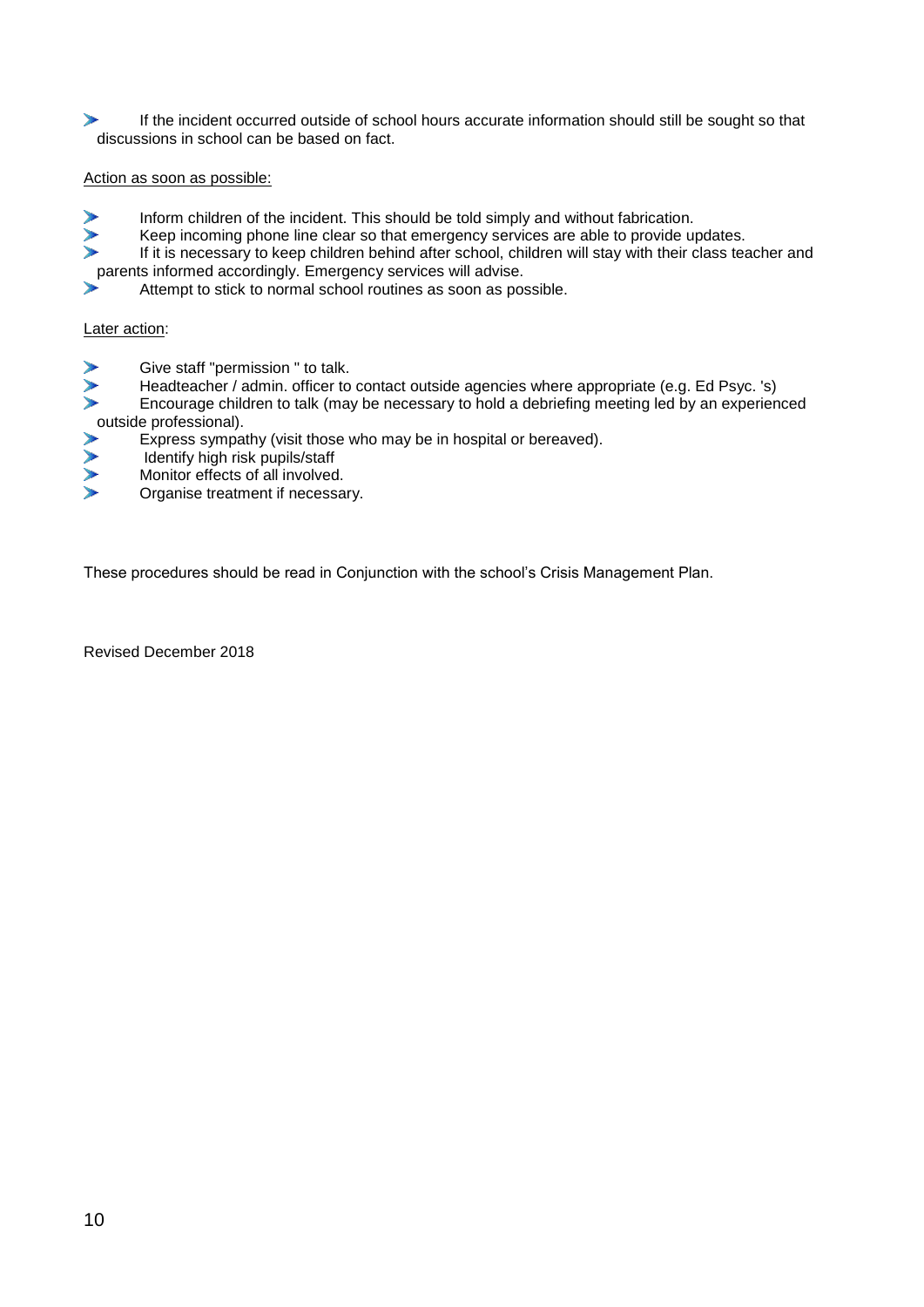- If the incident occurred outside of school hours accurate information should still be sought so that discussions in school can be based on fact.

<u>Action as soon as possible:</u>

- Inform children of the incident. This should be told simply and without fabrication.
- Keep incoming phone line clear so that emergency services are able to provide updates.
- If it is necessary to keep children behind after school, children will stay with their class teacher and parents informed accordingly. Emergency services will advise.
- Attempt to stick to normal school routines as soon as possible.

<u>Later action</u>:

- Give staff "permission " to talk.
- Headteacher / admin. officer to contact outside agencies where appropriate (e.g. Ed Psyc. 's)
- Encourage children to talk (may be necessary to hold a debriefing meeting led by an experienced outside professional).
- Express sympathy (visit those who may be in hospital or bereaved).
- Identify high risk pupils/staff
- Monitor effects of all involved.
- Organise treatment if necessary.

These procedures should be read in Conjunction with the school's Crisis Management Plan.

Revised December 2018